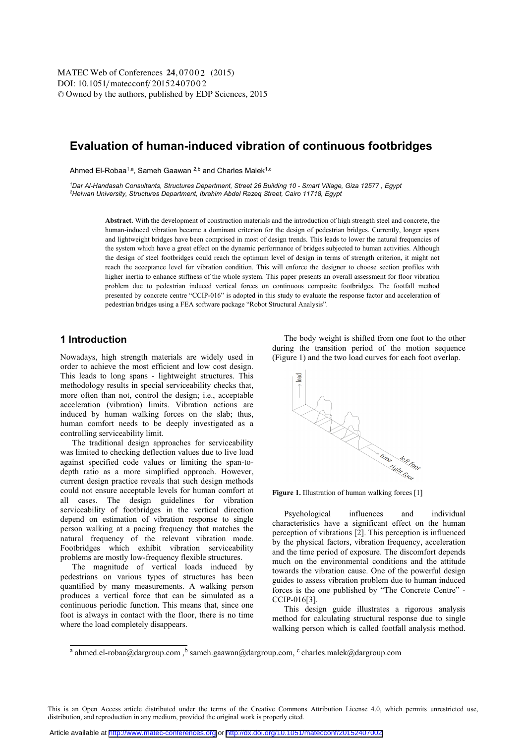# Evaluation of human-induced vibration of continuous footbridges

Ahmed El-Robaa[1,a], Sameh Gaawan [2,b] and Charles Malek[1,c]

[1]*Dar Al-Handasah Consultants, Structures Department, Street 26 Building 10 - Smart Village, Giza 12577 , Egypt*
[2]*Helwan University, Structures Department, Ibrahim Abdel Razeq Street, Cairo 11718, Egypt*

**Abstract.** With the development of construction materials and the introduction of high strength steel and concrete, the human-induced vibration became a dominant criterion for the design of pedestrian bridges. Currently, longer spans and lightweight bridges have been comprised in most of design trends. This leads to lower the natural frequencies of the system which have a great effect on the dynamic performance of bridges subjected to human activities. Although the design of steel footbridges could reach the optimum level of design in terms of strength criterion, it might not reach the acceptance level for vibration condition. This will enforce the designer to choose section profiles with higher inertia to enhance stiffness of the whole system. This paper presents an overall assessment for floor vibration problem due to pedestrian induced vertical forces on continuous composite footbridges. The footfall method presented by concrete centre "CCIP-016" is adopted in this study to evaluate the response factor and acceleration of pedestrian bridges using a FEA software package "Robot Structural Analysis".

## 1 Introduction

Nowadays, high strength materials are widely used in order to achieve the most efficient and low cost design. This leads to long spans - lightweight structures. This methodology results in special serviceability checks that, more often than not, control the design; i.e., acceptable acceleration (vibration) limits. Vibration actions are induced by human walking forces on the slab; thus, human comfort needs to be deeply investigated as a controlling serviceability limit.

The traditional design approaches for serviceability was limited to checking deflection values due to live load against specified code values or limiting the span-to-depth ratio as a more simplified approach. However, current design practice reveals that such design methods could not ensure acceptable levels for human comfort at all cases. The design guidelines for vibration serviceability of footbridges in the vertical direction depend on estimation of vibration response to single person walking at a pacing frequency that matches the natural frequency of the relevant vibration mode. Footbridges which exhibit vibration serviceability problems are mostly low-frequency flexible structures.

The magnitude of vertical loads induced by pedestrians on various types of structures has been quantified by many measurements. A walking person produces a vertical force that can be simulated as a continuous periodic function. This means that, since one foot is always in contact with the floor, there is no time where the load completely disappears.

The body weight is shifted from one foot to the other during the transition period of the motion sequence (Figure 1) and the two load curves for each foot overlap.

**Figure 1.** Illustration of human walking forces [1]

Psychological influences and individual characteristics have a significant effect on the human perception of vibrations [2]. This perception is influenced by the physical factors, vibration frequency, acceleration and the time period of exposure. The discomfort depends much on the environmental conditions and the attitude towards the vibration cause. One of the powerful design guides to assess vibration problem due to human induced forces is the one published by "The Concrete Centre" - CCIP-016[3].

This design guide illustrates a rigorous analysis method for calculating structural response due to single walking person which is called footfall analysis method.

[a] ahmed.el-robaa@dargroup.com , [b] sameh.gaawan@dargroup.com, [c] charles.malek@dargroup.com

This is an Open Access article distributed under the terms of the Creative Commons Attribution License 4.0, which permits unrestricted use, distribution, and reproduction in any medium, provided the original work is properly cited.

Article available at http://www.matec-conferences.org or http://dx.doi.org/10.1051/matecconf/20152407002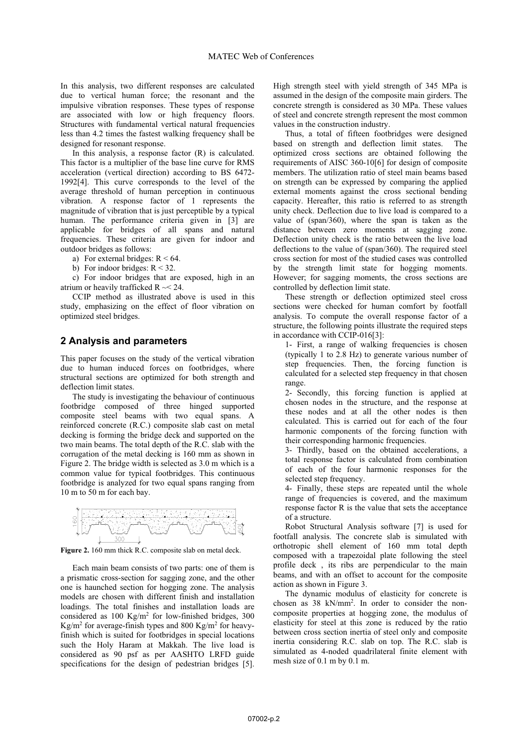In this analysis, two different responses are calculated due to vertical human force; the resonant and the impulsive vibration responses. These types of response are associated with low or high frequency floors. Structures with fundamental vertical natural frequencies less than 4.2 times the fastest walking frequency shall be designed for resonant response.

In this analysis, a response factor (R) is calculated. This factor is a multiplier of the base line curve for RMS acceleration (vertical direction) according to BS 6472-1992[4]. This curve corresponds to the level of the average threshold of human perception in continuous vibration. A response factor of 1 represents the magnitude of vibration that is just perceptible by a typical human. The performance criteria given in [3] are applicable for bridges of all spans and natural frequencies. These criteria are given for indoor and outdoor bridges as follows:

a) For external bridges: $R < 64$.

b) For indoor bridges: $R < 32$.

c) For indoor bridges that are exposed, high in an atrium or heavily trafficked $R \sim< 24$.

CCIP method as illustrated above is used in this study, emphasizing on the effect of floor vibration on optimized steel bridges.

## 2 Analysis and parameters

This paper focuses on the study of the vertical vibration due to human induced forces on footbridges, where structural sections are optimized for both strength and deflection limit states.

The study is investigating the behaviour of continuous footbridge composed of three hinged supported composite steel beams with two equal spans. A reinforced concrete (R.C.) composite slab cast on metal decking is forming the bridge deck and supported on the two main beams. The total depth of the R.C. slab with the corrugation of the metal decking is 160 mm as shown in Figure 2. The bridge width is selected as 3.0 m which is a common value for typical footbridges. This continuous footbridge is analyzed for two equal spans ranging from 10 m to 50 m for each bay.

**Figure 2.** 160 mm thick R.C. composite slab on metal deck.

Each main beam consists of two parts: one of them is a prismatic cross-section for sagging zone, and the other one is haunched section for hogging zone. The analysis models are chosen with different finish and installation loadings. The total finishes and installation loads are considered as 100 Kg/m$^2$ for low-finished bridges, 300 Kg/m$^2$ for average-finish types and 800 Kg/m$^2$ for heavy-finish which is suited for footbridges in special locations such the Holy Haram at Makkah. The live load is considered as 90 psf as per AASHTO LRFD guide specifications for the design of pedestrian bridges [5].

High strength steel with yield strength of 345 MPa is assumed in the design of the composite main girders. The concrete strength is considered as 30 MPa. These values of steel and concrete strength represent the most common values in the construction industry.

Thus, a total of fifteen footbridges were designed based on strength and deflection limit states. The optimized cross sections are obtained following the requirements of AISC 360-10[6] for design of composite members. The utilization ratio of steel main beams based on strength can be expressed by comparing the applied external moments against the cross sectional bending capacity. Hereafter, this ratio is referred to as strength unity check. Deflection due to live load is compared to a value of (span/360), where the span is taken as the distance between zero moments at sagging zone. Deflection unity check is the ratio between the live load deflections to the value of (span/360). The required steel cross section for most of the studied cases was controlled by the strength limit state for hogging moments. However; for sagging moments, the cross sections are controlled by deflection limit state.

These strength or deflection optimized steel cross sections were checked for human comfort by footfall analysis. To compute the overall response factor of a structure, the following points illustrate the required steps in accordance with CCIP-016[3]:

1- First, a range of walking frequencies is chosen (typically 1 to 2.8 Hz) to generate various number of step frequencies. Then, the forcing function is calculated for a selected step frequency in that chosen range.

2- Secondly, this forcing function is applied at chosen nodes in the structure, and the response at these nodes and at all the other nodes is then calculated. This is carried out for each of the four harmonic components of the forcing function with their corresponding harmonic frequencies.

3- Thirdly, based on the obtained accelerations, a total response factor is calculated from combination of each of the four harmonic responses for the selected step frequency.

4- Finally, these steps are repeated until the whole range of frequencies is covered, and the maximum response factor R is the value that sets the acceptance of a structure.

Robot Structural Analysis software [7] is used for footfall analysis. The concrete slab is simulated with orthotropic shell element of 160 mm total depth composed with a trapezoidal plate following the steel profile deck , its ribs are perpendicular to the main beams, and with an offset to account for the composite action as shown in Figure 3.

The dynamic modulus of elasticity for concrete is chosen as 38 kN/mm$^2$. In order to consider the non-composite properties at hogging zone, the modulus of elasticity for steel at this zone is reduced by the ratio between cross section inertia of steel only and composite inertia considering R.C. slab on top. The R.C. slab is simulated as 4-noded quadrilateral finite element with mesh size of 0.1 m by 0.1 m.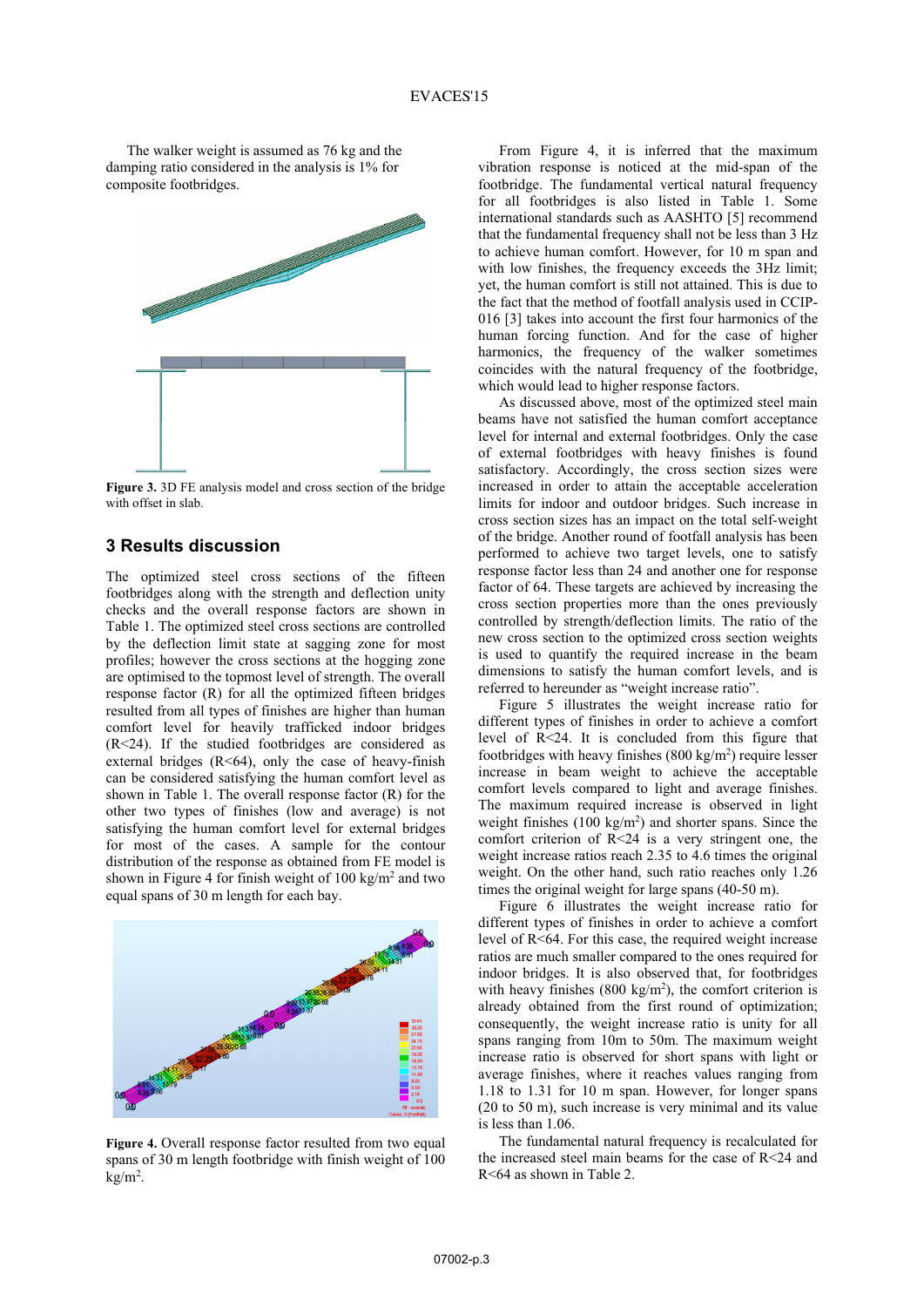The walker weight is assumed as 76 kg and the damping ratio considered in the analysis is 1% for composite footbridges.

**Figure 3.** 3D FE analysis model and cross section of the bridge with offset in slab.

## 3 Results discussion

The optimized steel cross sections of the fifteen footbridges along with the strength and deflection unity checks and the overall response factors are shown in Table 1. The optimized steel cross sections are controlled by the deflection limit state at sagging zone for most profiles; however the cross sections at the hogging zone are optimised to the topmost level of strength. The overall response factor (R) for all the optimized fifteen bridges resulted from all types of finishes are higher than human comfort level for heavily trafficked indoor bridges (R<24). If the studied footbridges are considered as external bridges (R<64), only the case of heavy-finish can be considered satisfying the human comfort level as shown in Table 1. The overall response factor (R) for the other two types of finishes (low and average) is not satisfying the human comfort level for external bridges for most of the cases. A sample for the contour distribution of the response as obtained from FE model is shown in Figure 4 for finish weight of 100 kg/m$^2$ and two equal spans of 30 m length for each bay.

**Figure 4.** Overall response factor resulted from two equal spans of 30 m length footbridge with finish weight of 100 kg/m$^2$.

From Figure 4, it is inferred that the maximum vibration response is noticed at the mid-span of the footbridge. The fundamental vertical natural frequency for all footbridges is also listed in Table 1. Some international standards such as AASHTO [5] recommend that the fundamental frequency shall not be less than 3 Hz to achieve human comfort. However, for 10 m span and with low finishes, the frequency exceeds the 3Hz limit; yet, the human comfort is still not attained. This is due to the fact that the method of footfall analysis used in CCIP-016 [3] takes into account the first four harmonics of the human forcing function. And for the case of higher harmonics, the frequency of the walker sometimes coincides with the natural frequency of the footbridge, which would lead to higher response factors.

As discussed above, most of the optimized steel main beams have not satisfied the human comfort acceptance level for internal and external footbridges. Only the case of external footbridges with heavy finishes is found satisfactory. Accordingly, the cross section sizes were increased in order to attain the acceptable acceleration limits for indoor and outdoor bridges. Such increase in cross section sizes has an impact on the total self-weight of the bridge. Another round of footfall analysis has been performed to achieve two target levels, one to satisfy response factor less than 24 and another one for response factor of 64. These targets are achieved by increasing the cross section properties more than the ones previously controlled by strength/deflection limits. The ratio of the new cross section to the optimized cross section weights is used to quantify the required increase in the beam dimensions to satisfy the human comfort levels, and is referred to hereunder as “weight increase ratio”.

Figure 5 illustrates the weight increase ratio for different types of finishes in order to achieve a comfort level of R<24. It is concluded from this figure that footbridges with heavy finishes (800 kg/m$^2$) require lesser increase in beam weight to achieve the acceptable comfort levels compared to light and average finishes. The maximum required increase is observed in light weight finishes (100 kg/m$^2$) and shorter spans. Since the comfort criterion of R<24 is a very stringent one, the weight increase ratios reach 2.35 to 4.6 times the original weight. On the other hand, such ratio reaches only 1.26 times the original weight for large spans (40-50 m).

Figure 6 illustrates the weight increase ratio for different types of finishes in order to achieve a comfort level of R<64. For this case, the required weight increase ratios are much smaller compared to the ones required for indoor bridges. It is also observed that, for footbridges with heavy finishes (800 kg/m$^2$), the comfort criterion is already obtained from the first round of optimization; consequently, the weight increase ratio is unity for all spans ranging from 10m to 50m. The maximum weight increase ratio is observed for short spans with light or average finishes, where it reaches values ranging from 1.18 to 1.31 for 10 m span. However, for longer spans (20 to 50 m), such increase is very minimal and its value is less than 1.06.

The fundamental natural frequency is recalculated for the increased steel main beams for the case of R<24 and R<64 as shown in Table 2.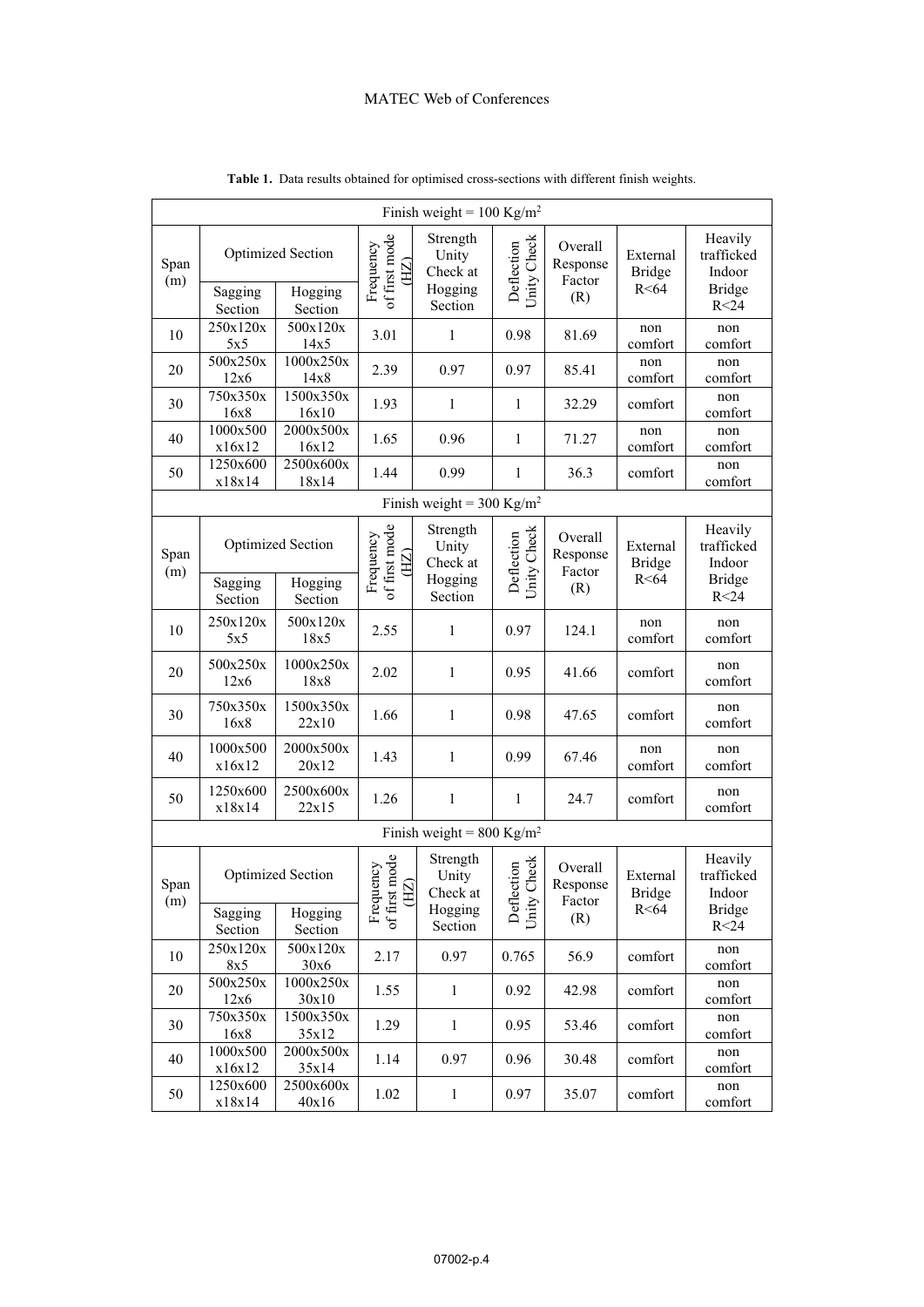**Table 1.** Data results obtained for optimised cross-sections with different finish weights.

| Span (m) | Optimized Section | | Frequency of first mode (HZ) | Strength Unity Check at Hogging Section | Deflection Unity Check | Overall Response Factor (R) | External Bridge R<64 | Heavily trafficked Indoor Bridge R<24 |
|---|---|---|---|---|---|---|---|---|
| | Sagging Section | Hogging Section | | | | | | |
| Finish weight = 100 Kg/m$^2$ | | | | | | | | |
| 10 | 250x120x 5x5 | 500x120x 14x5 | 3.01 | 1 | 0.98 | 81.69 | non comfort | non comfort |
| 20 | 500x250x 12x6 | 1000x250x 14x8 | 2.39 | 0.97 | 0.97 | 85.41 | non comfort | non comfort |
| 30 | 750x350x 16x8 | 1500x350x 16x10 | 1.93 | 1 | 1 | 32.29 | comfort | non comfort |
| 40 | 1000x500 x16x12 | 2000x500x 16x12 | 1.65 | 0.96 | 1 | 71.27 | non comfort | non comfort |
| 50 | 1250x600 x18x14 | 2500x600x 18x14 | 1.44 | 0.99 | 1 | 36.3 | comfort | non comfort |
| Finish weight = 300 Kg/m$^2$ | | | | | | | | |
| 10 | 250x120x 5x5 | 500x120x 18x5 | 2.55 | 1 | 0.97 | 124.1 | non comfort | non comfort |
| 20 | 500x250x 12x6 | 1000x250x 18x8 | 2.02 | 1 | 0.95 | 41.66 | comfort | non comfort |
| 30 | 750x350x 16x8 | 1500x350x 22x10 | 1.66 | 1 | 0.98 | 47.65 | comfort | non comfort |
| 40 | 1000x500 x16x12 | 2000x500x 20x12 | 1.43 | 1 | 0.99 | 67.46 | non comfort | non comfort |
| 50 | 1250x600 x18x14 | 2500x600x 22x15 | 1.26 | 1 | 1 | 24.7 | comfort | non comfort |
| Finish weight = 800 Kg/m$^2$ | | | | | | | | |
| 10 | 250x120x 8x5 | 500x120x 30x6 | 2.17 | 0.97 | 0.765 | 56.9 | comfort | non comfort |
| 20 | 500x250x 12x6 | 1000x250x 30x10 | 1.55 | 1 | 0.92 | 42.98 | comfort | non comfort |
| 30 | 750x350x 16x8 | 1500x350x 35x12 | 1.29 | 1 | 0.95 | 53.46 | comfort | non comfort |
| 40 | 1000x500 x16x12 | 2000x500x 35x14 | 1.14 | 0.97 | 0.96 | 30.48 | comfort | non comfort |
| 50 | 1250x600 x18x14 | 2500x600x 40x16 | 1.02 | 1 | 0.97 | 35.07 | comfort | non comfort |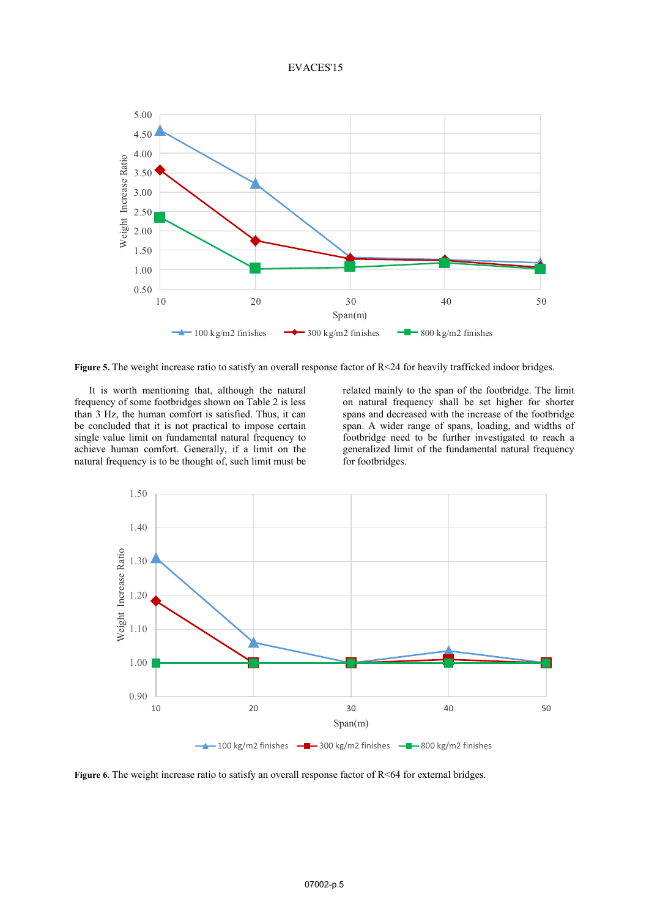**Figure 5.** The weight increase ratio to satisfy an overall response factor of R<24 for heavily trafficked indoor bridges.

It is worth mentioning that, although the natural frequency of some footbridges shown on Table 2 is less than 3 Hz, the human comfort is satisfied. Thus, it can be concluded that it is not practical to impose certain single value limit on fundamental natural frequency to achieve human comfort. Generally, if a limit on the natural frequency is to be thought of, such limit must be related mainly to the span of the footbridge. The limit on natural frequency shall be set higher for shorter spans and decreased with the increase of the footbridge span. A wider range of spans, loading, and widths of footbridge need to be further investigated to reach a generalized limit of the fundamental natural frequency for footbridges.

**Figure 6.** The weight increase ratio to satisfy an overall response factor of R<64 for external bridges.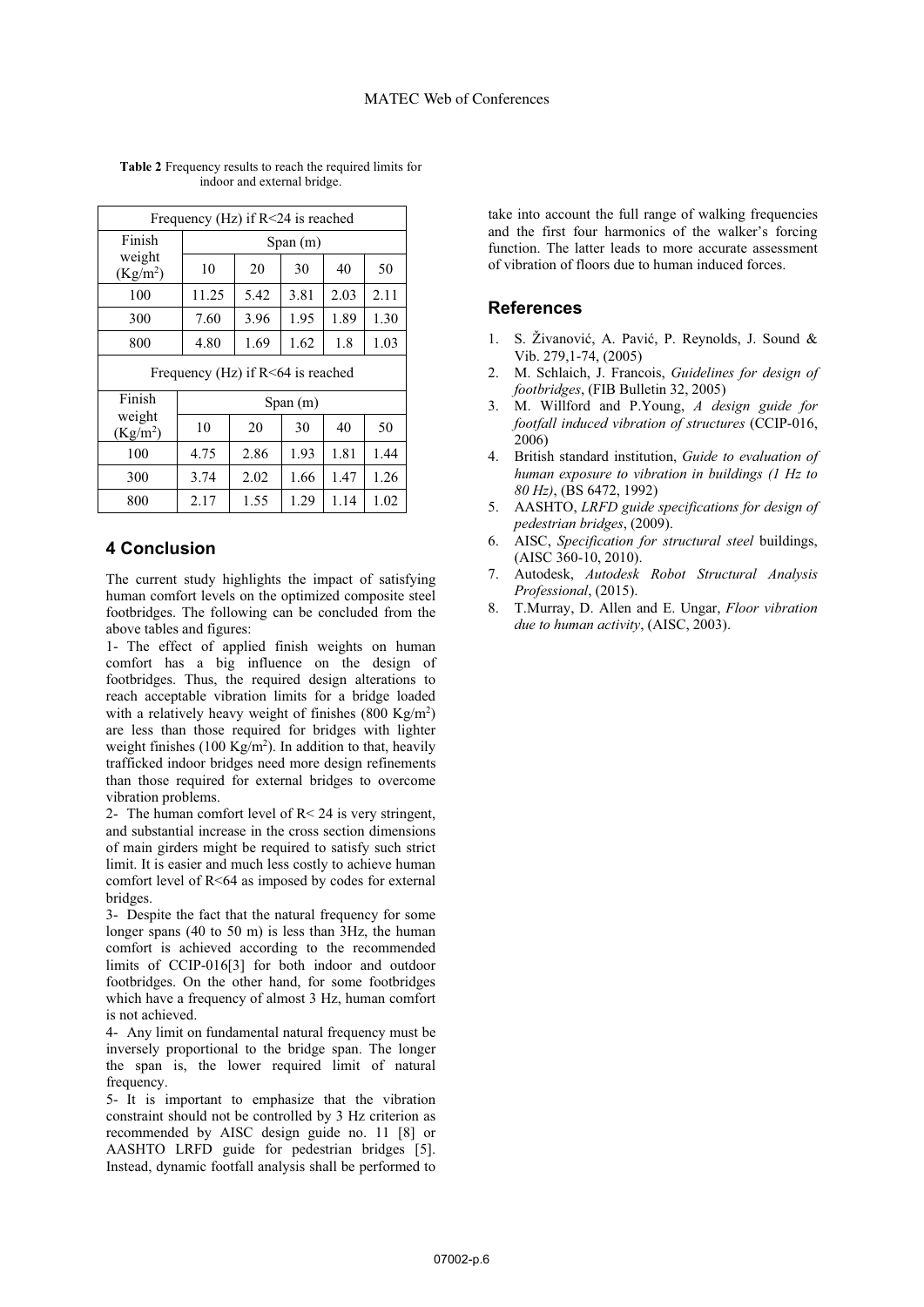**Table 2** Frequency results to reach the required limits for indoor and external bridge.

| Frequency (Hz) if R<24 is reached | | | | | |
|---|---|---|---|---|---|
| Finish weight (Kg/m²) | Span (m) | | | | |
| | 10 | 20 | 30 | 40 | 50 |
| 100 | 11.25 | 5.42 | 3.81 | 2.03 | 2.11 |
| 300 | 7.60 | 3.96 | 1.95 | 1.89 | 1.30 |
| 800 | 4.80 | 1.69 | 1.62 | 1.8 | 1.03 |
| **Frequency (Hz) if R<64 is reached** | | | | | |
| Finish weight (Kg/m²) | Span (m) | | | | |
| | 10 | 20 | 30 | 40 | 50 |
| 100 | 4.75 | 2.86 | 1.93 | 1.81 | 1.44 |
| 300 | 3.74 | 2.02 | 1.66 | 1.47 | 1.26 |
| 800 | 2.17 | 1.55 | 1.29 | 1.14 | 1.02 |

## 4 Conclusion

The current study highlights the impact of satisfying human comfort levels on the optimized composite steel footbridges. The following can be concluded from the above tables and figures:

1- The effect of applied finish weights on human comfort has a big influence on the design of footbridges. Thus, the required design alterations to reach acceptable vibration limits for a bridge loaded with a relatively heavy weight of finishes (800 Kg/m²) are less than those required for bridges with lighter weight finishes (100 Kg/m²). In addition to that, heavily trafficked indoor bridges need more design refinements than those required for external bridges to overcome vibration problems.

2- The human comfort level of R< 24 is very stringent, and substantial increase in the cross section dimensions of main girders might be required to satisfy such strict limit. It is easier and much less costly to achieve human comfort level of R<64 as imposed by codes for external bridges.

3- Despite the fact that the natural frequency for some longer spans (40 to 50 m) is less than 3Hz, the human comfort is achieved according to the recommended limits of CCIP-016[3] for both indoor and outdoor footbridges. On the other hand, for some footbridges which have a frequency of almost 3 Hz, human comfort is not achieved.

4- Any limit on fundamental natural frequency must be inversely proportional to the bridge span. The longer the span is, the lower required limit of natural frequency.

5- It is important to emphasize that the vibration constraint should not be controlled by 3 Hz criterion as recommended by AISC design guide no. 11 [8] or AASHTO LRFD guide for pedestrian bridges [5]. Instead, dynamic footfall analysis shall be performed to take into account the full range of walking frequencies and the first four harmonics of the walker's forcing function. The latter leads to more accurate assessment of vibration of floors due to human induced forces.

## References

1. S. Živanović, A. Pavić, P. Reynolds, J. Sound & Vib. 279,1-74, (2005)
2. M. Schlaich, J. Francois, *Guidelines for design of footbridges*, (FIB Bulletin 32, 2005)
3. M. Willford and P.Young, *A design guide for footfall induced vibration of structures* (CCIP-016, 2006)
4. British standard institution, *Guide to evaluation of human exposure to vibration in buildings (1 Hz to 80 Hz)*, (BS 6472, 1992)
5. AASHTO, *LRFD guide specifications for design of pedestrian bridges*, (2009).
6. AISC, *Specification for structural steel* buildings, (AISC 360-10, 2010).
7. Autodesk, *Autodesk Robot Structural Analysis Professional*, (2015).
8. T.Murray, D. Allen and E. Ungar, *Floor vibration due to human activity*, (AISC, 2003).